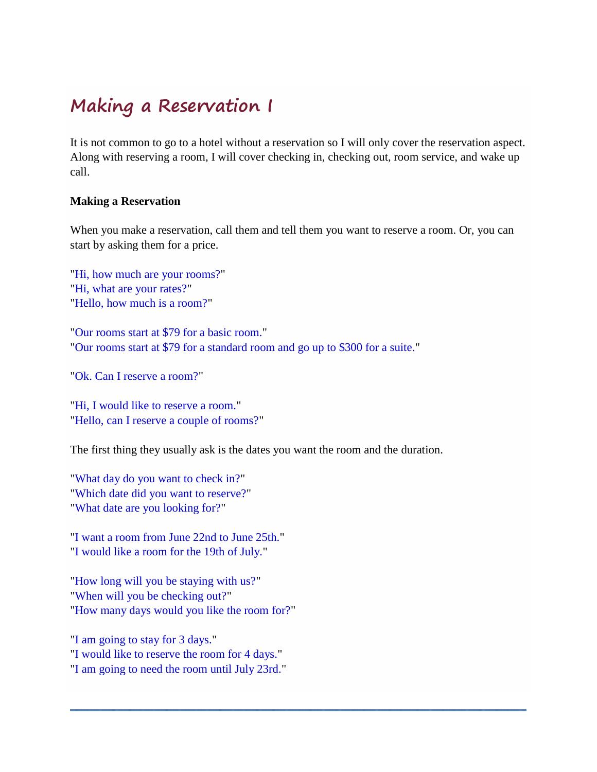# Making a Reservation I

It is not common to go to a hotel without a reservation so I will only cover the reservation aspect. Along with reserving a room, I will cover checking in, checking out, room service, and wake up call.

**Making a Reservation**

When you make a reservation, call them and tell them you want to reserve a room. Or, you can start by asking them for a price.

"Hi, how much are your rooms?"
"Hi, what are your rates?"
"Hello, how much is a room?"

"Our rooms start at $79 for a basic room."
"Our rooms start at $79 for a standard room and go up to $300 for a suite."

"Ok. Can I reserve a room?"

"Hi, I would like to reserve a room."
"Hello, can I reserve a couple of rooms?"

The first thing they usually ask is the dates you want the room and the duration.

"What day do you want to check in?"
"Which date did you want to reserve?"
"What date are you looking for?"

"I want a room from June 22nd to June 25th."
"I would like a room for the 19th of July."

"How long will you be staying with us?"
"When will you be checking out?"
"How many days would you like the room for?"

"I am going to stay for 3 days."
"I would like to reserve the room for 4 days."
"I am going to need the room until July 23rd."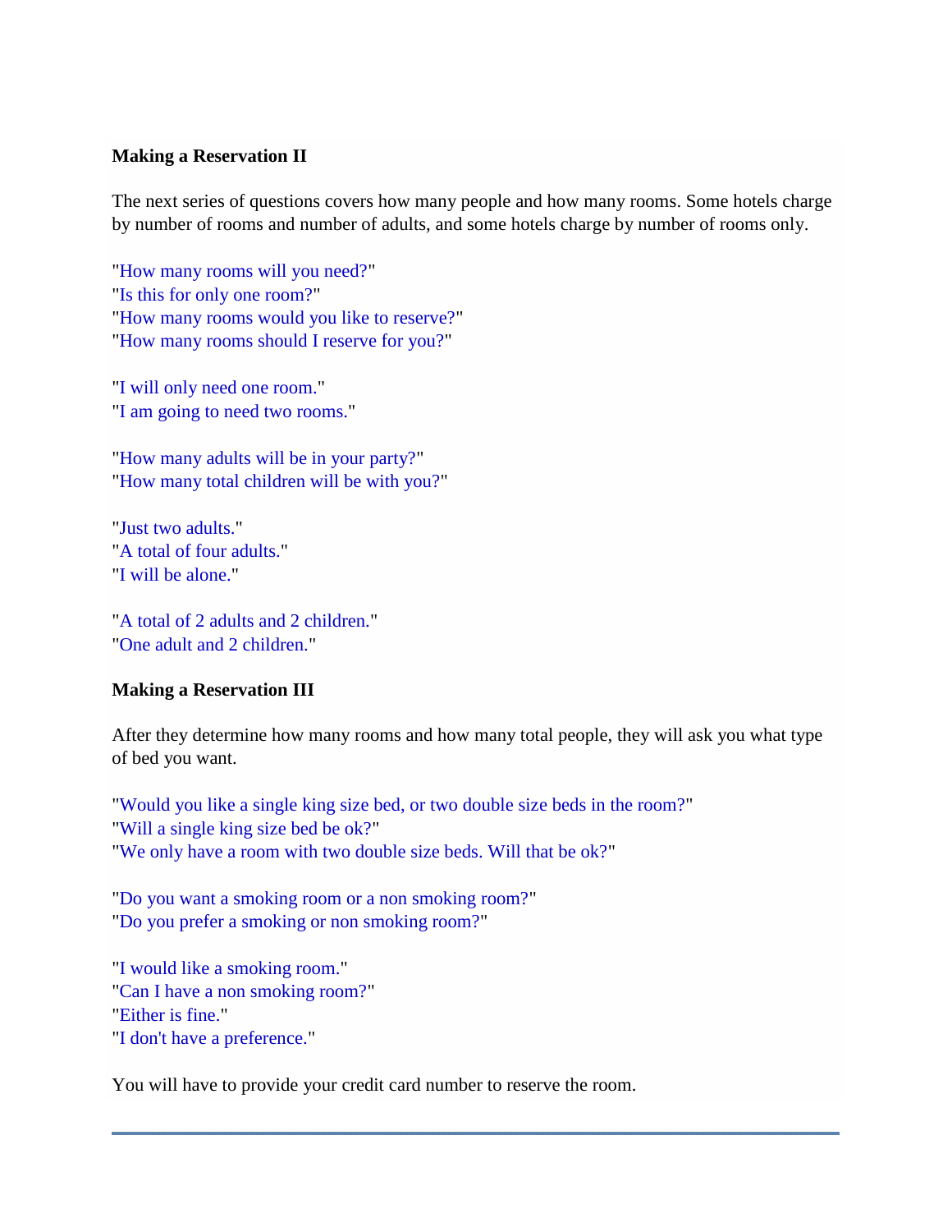**Making a Reservation II**

The next series of questions covers how many people and how many rooms. Some hotels charge by number of rooms and number of adults, and some hotels charge by number of rooms only.

"How many rooms will you need?"
"Is this for only one room?"
"How many rooms would you like to reserve?"
"How many rooms should I reserve for you?"

"I will only need one room."
"I am going to need two rooms."

"How many adults will be in your party?"
"How many total children will be with you?"

"Just two adults."
"A total of four adults."
"I will be alone."

"A total of 2 adults and 2 children."
"One adult and 2 children."

**Making a Reservation III**

After they determine how many rooms and how many total people, they will ask you what type of bed you want.

"Would you like a single king size bed, or two double size beds in the room?"
"Will a single king size bed be ok?"
"We only have a room with two double size beds. Will that be ok?"

"Do you want a smoking room or a non smoking room?"
"Do you prefer a smoking or non smoking room?"

"I would like a smoking room."
"Can I have a non smoking room?"
"Either is fine."
"I don't have a preference."

You will have to provide your credit card number to reserve the room.

---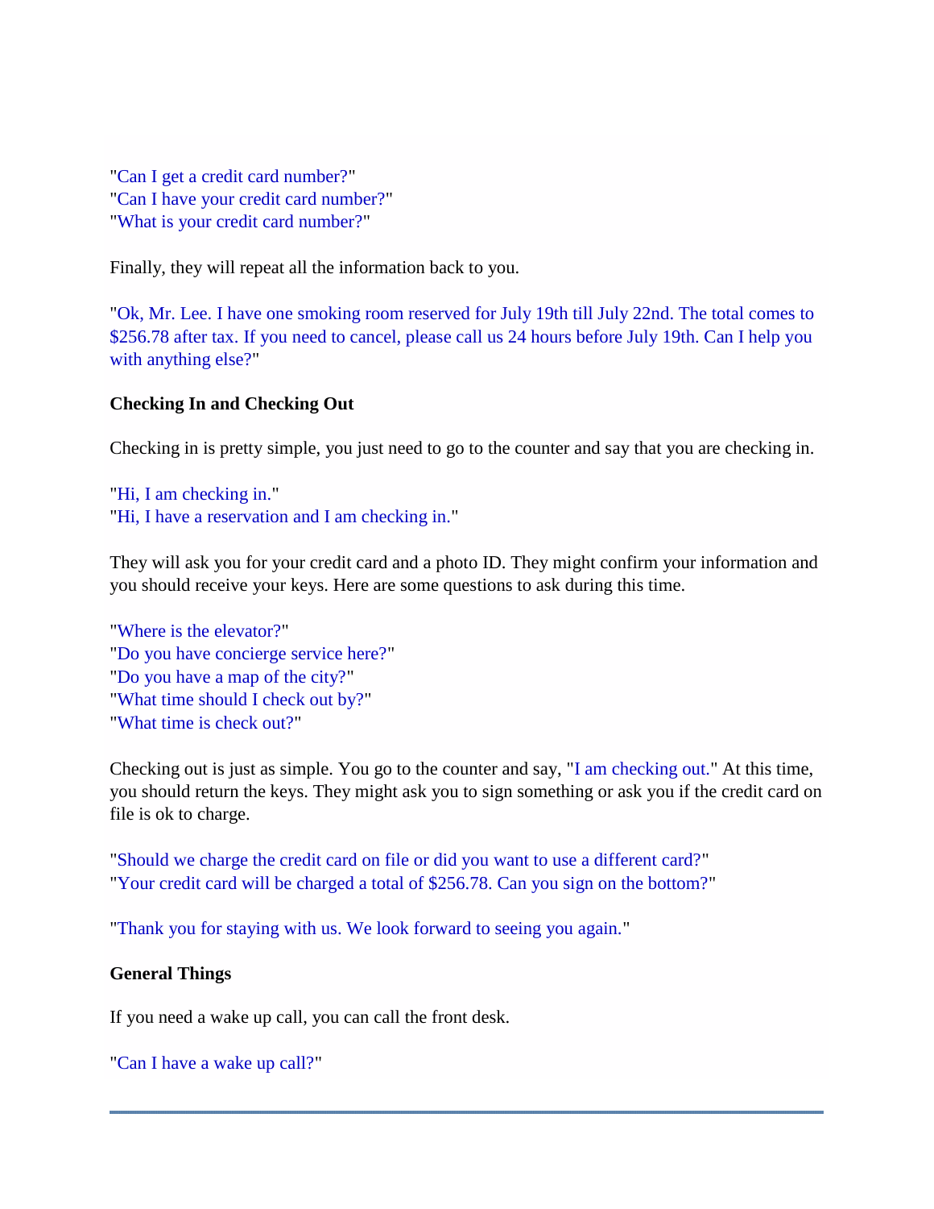"Can I get a credit card number?"
"Can I have your credit card number?"
"What is your credit card number?"

Finally, they will repeat all the information back to you.

"Ok, Mr. Lee. I have one smoking room reserved for July 19th till July 22nd. The total comes to $256.78 after tax. If you need to cancel, please call us 24 hours before July 19th. Can I help you with anything else?"

**Checking In and Checking Out**

Checking in is pretty simple, you just need to go to the counter and say that you are checking in.

"Hi, I am checking in."
"Hi, I have a reservation and I am checking in."

They will ask you for your credit card and a photo ID. They might confirm your information and you should receive your keys. Here are some questions to ask during this time.

"Where is the elevator?"
"Do you have concierge service here?"
"Do you have a map of the city?"
"What time should I check out by?"
"What time is check out?"

Checking out is just as simple. You go to the counter and say, "I am checking out." At this time, you should return the keys. They might ask you to sign something or ask you if the credit card on file is ok to charge.

"Should we charge the credit card on file or did you want to use a different card?"
"Your credit card will be charged a total of $256.78. Can you sign on the bottom?"

"Thank you for staying with us. We look forward to seeing you again."

**General Things**

If you need a wake up call, you can call the front desk.

"Can I have a wake up call?"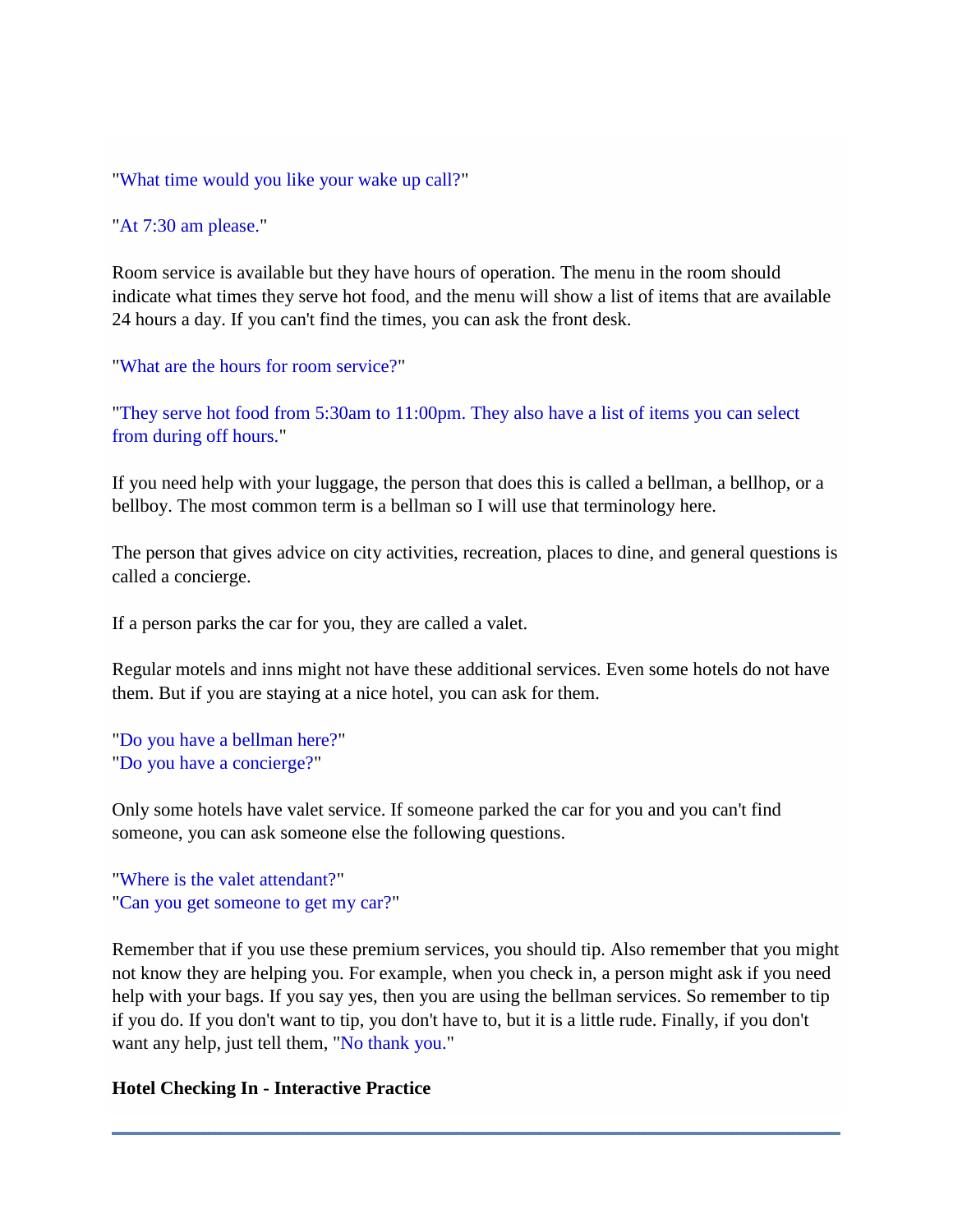"What time would you like your wake up call?"

"At 7:30 am please."

Room service is available but they have hours of operation. The menu in the room should indicate what times they serve hot food, and the menu will show a list of items that are available 24 hours a day. If you can't find the times, you can ask the front desk.

"What are the hours for room service?"

"They serve hot food from 5:30am to 11:00pm. They also have a list of items you can select from during off hours."

If you need help with your luggage, the person that does this is called a bellman, a bellhop, or a bellboy. The most common term is a bellman so I will use that terminology here.

The person that gives advice on city activities, recreation, places to dine, and general questions is called a concierge.

If a person parks the car for you, they are called a valet.

Regular motels and inns might not have these additional services. Even some hotels do not have them. But if you are staying at a nice hotel, you can ask for them.

"Do you have a bellman here?"
"Do you have a concierge?"

Only some hotels have valet service. If someone parked the car for you and you can't find someone, you can ask someone else the following questions.

"Where is the valet attendant?"
"Can you get someone to get my car?"

Remember that if you use these premium services, you should tip. Also remember that you might not know they are helping you. For example, when you check in, a person might ask if you need help with your bags. If you say yes, then you are using the bellman services. So remember to tip if you do. If you don't want to tip, you don't have to, but it is a little rude. Finally, if you don't want any help, just tell them, "No thank you."

**Hotel Checking In - Interactive Practice**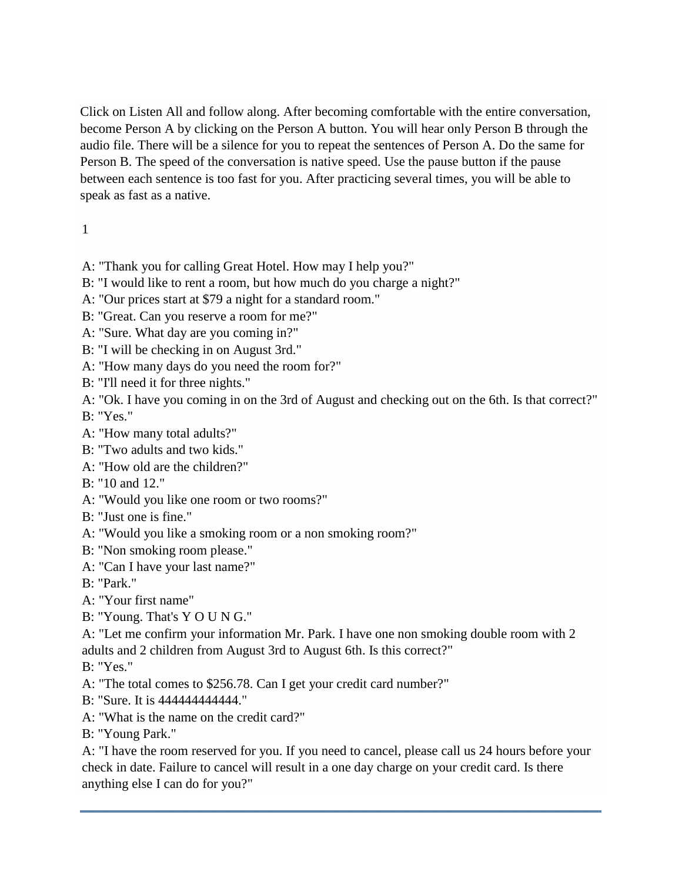Click on Listen All and follow along. After becoming comfortable with the entire conversation, become Person A by clicking on the Person A button. You will hear only Person B through the audio file. There will be a silence for you to repeat the sentences of Person A. Do the same for Person B. The speed of the conversation is native speed. Use the pause button if the pause between each sentence is too fast for you. After practicing several times, you will be able to speak as fast as a native.

1

A: "Thank you for calling Great Hotel. How may I help you?"
B: "I would like to rent a room, but how much do you charge a night?"
A: "Our prices start at $79 a night for a standard room."
B: "Great. Can you reserve a room for me?"
A: "Sure. What day are you coming in?"
B: "I will be checking in on August 3rd."
A: "How many days do you need the room for?"
B: "I'll need it for three nights."
A: "Ok. I have you coming in on the 3rd of August and checking out on the 6th. Is that correct?"
B: "Yes."
A: "How many total adults?"
B: "Two adults and two kids."
A: "How old are the children?"
B: "10 and 12."
A: "Would you like one room or two rooms?"
B: "Just one is fine."
A: "Would you like a smoking room or a non smoking room?"
B: "Non smoking room please."
A: "Can I have your last name?"
B: "Park."
A: "Your first name"
B: "Young. That's Y O U N G."
A: "Let me confirm your information Mr. Park. I have one non smoking double room with 2 adults and 2 children from August 3rd to August 6th. Is this correct?"
B: "Yes."
A: "The total comes to $256.78. Can I get your credit card number?"
B: "Sure. It is 444444444444."
A: "What is the name on the credit card?"
B: "Young Park."
A: "I have the room reserved for you. If you need to cancel, please call us 24 hours before your check in date. Failure to cancel will result in a one day charge on your credit card. Is there anything else I can do for you?"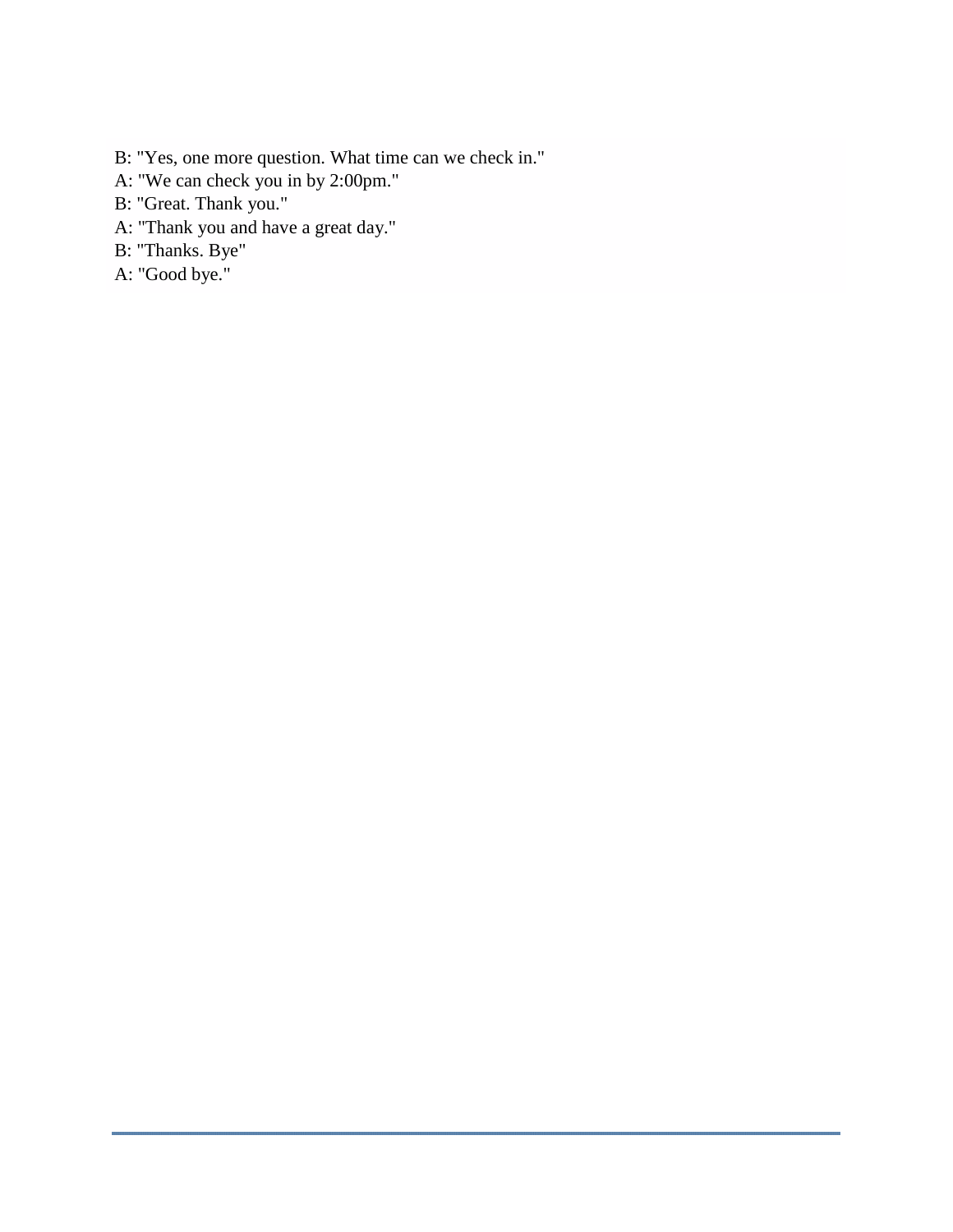B: "Yes, one more question. What time can we check in."
A: "We can check you in by 2:00pm."
B: "Great. Thank you."
A: "Thank you and have a great day."
B: "Thanks. Bye"
A: "Good bye."